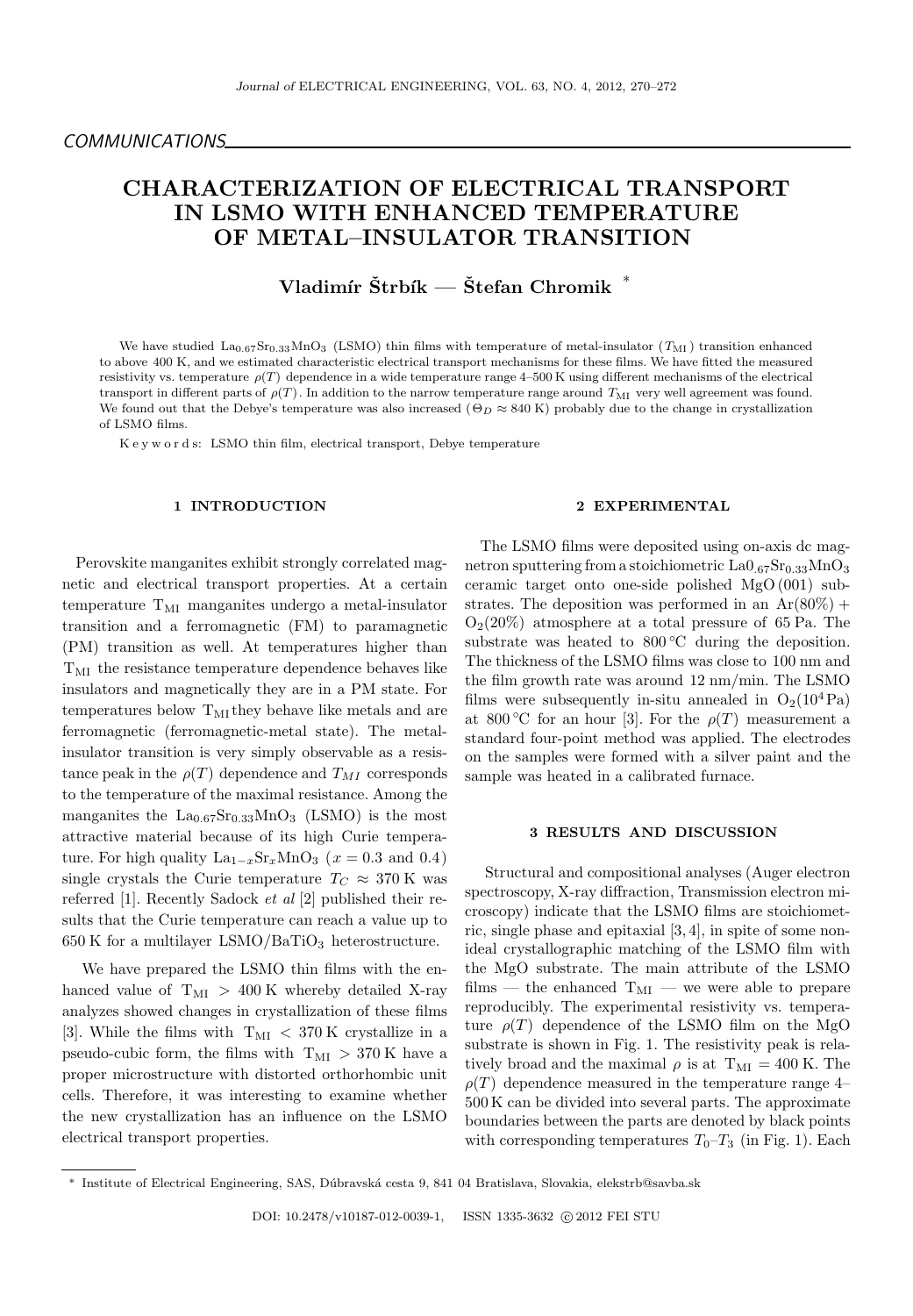COMMUNICATIONS

# CHARACTERIZATION OF ELECTRICAL TRANSPORT IN LSMO WITH ENHANCED TEMPERATURE OF METAL–INSULATOR TRANSITION

**Vladimír Štrbík — Štefan Chromik** [*]

We have studied $La_{0.67}Sr_{0.33}MnO_3$ (LSMO) thin films with temperature of metal-insulator ($T_{MI}$) transition enhanced to above 400 K, and we estimated characteristic electrical transport mechanisms for these films. We have fitted the measured resistivity vs. temperature $\rho(T)$ dependence in a wide temperature range 4–500 K using different mechanisms of the electrical transport in different parts of $\rho(T)$. In addition to the narrow temperature range around $T_{MI}$ very well agreement was found. We found out that the Debye's temperature was also increased ($\Theta_D \approx 840$ K) probably due to the change in crystallization of LSMO films.

K e y w o r d s: LSMO thin film, electrical transport, Debye temperature

## 1 INTRODUCTION

Perovskite manganites exhibit strongly correlated magnetic and electrical transport properties. At a certain temperature $T_{MI}$ manganites undergo a metal-insulator transition and a ferromagnetic (FM) to paramagnetic (PM) transition as well. At temperatures higher than $T_{MI}$ the resistance temperature dependence behaves like insulators and magnetically they are in a PM state. For temperatures below $T_{MI}$ they behave like metals and are ferromagnetic (ferromagnetic-metal state). The metal-insulator transition is very simply observable as a resistance peak in the $\rho(T)$ dependence and $T_{MI}$ corresponds to the temperature of the maximal resistance. Among the manganites the $La_{0.67}Sr_{0.33}MnO_3$ (LSMO) is the most attractive material because of its high Curie temperature. For high quality $La_{1-x}Sr_xMnO_3$ ($x = 0.3$ and $0.4$) single crystals the Curie temperature $T_C \approx 370$ K was referred [1]. Recently Sadock *et al* [2] published their results that the Curie temperature can reach a value up to 650 K for a multilayer LSMO/BaTiO$_3$ heterostructure.

We have prepared the LSMO thin films with the enhanced value of $T_{MI} > 400$ K whereby detailed X-ray analyzes showed changes in crystallization of these films [3]. While the films with $T_{MI} < 370$ K crystallize in a pseudo-cubic form, the films with $T_{MI} > 370$ K have a proper microstructure with distorted orthorhombic unit cells. Therefore, it was interesting to examine whether the new crystallization has an influence on the LSMO electrical transport properties.

## 2 EXPERIMENTAL

The LSMO films were deposited using on-axis dc magnetron sputtering from a stoichiometric $La0_{.67}Sr_{0.33}MnO_3$ ceramic target onto one-side polished MgO (001) substrates. The deposition was performed in an Ar(80%) + $O_2$(20%) atmosphere at a total pressure of 65 Pa. The substrate was heated to 800 °C during the deposition. The thickness of the LSMO films was close to 100 nm and the film growth rate was around 12 nm/min. The LSMO films were subsequently in-situ annealed in $O_2$($10^4$ Pa) at 800 °C for an hour [3]. For the $\rho(T)$ measurement a standard four-point method was applied. The electrodes on the samples were formed with a silver paint and the sample was heated in a calibrated furnace.

## 3 RESULTS AND DISCUSSION

Structural and compositional analyses (Auger electron spectroscopy, X-ray diffraction, Transmission electron microscopy) indicate that the LSMO films are stoichiometric, single phase and epitaxial [3, 4], in spite of some nonideal crystallographic matching of the LSMO film with the MgO substrate. The main attribute of the LSMO films — the enhanced $T_{MI}$ — we were able to prepare reproducibly. The experimental resistivity vs. temperature $\rho(T)$ dependence of the LSMO film on the MgO substrate is shown in Fig. 1. The resistivity peak is relatively broad and the maximal $\rho$ is at $T_{MI} = 400$ K. The $\rho(T)$ dependence measured in the temperature range 4–500 K can be divided into several parts. The approximate boundaries between the parts are denoted by black points with corresponding temperatures $T_0$–$T_3$ (in Fig. 1). Each

---

[*] Institute of Electrical Engineering, SAS, Dúbravská cesta 9, 841 04 Bratislava, Slovakia, elekstrb@savba.sk

DOI: 10.2478/v10187-012-0039-1, ISSN 1335-3632 © 2012 FEI STU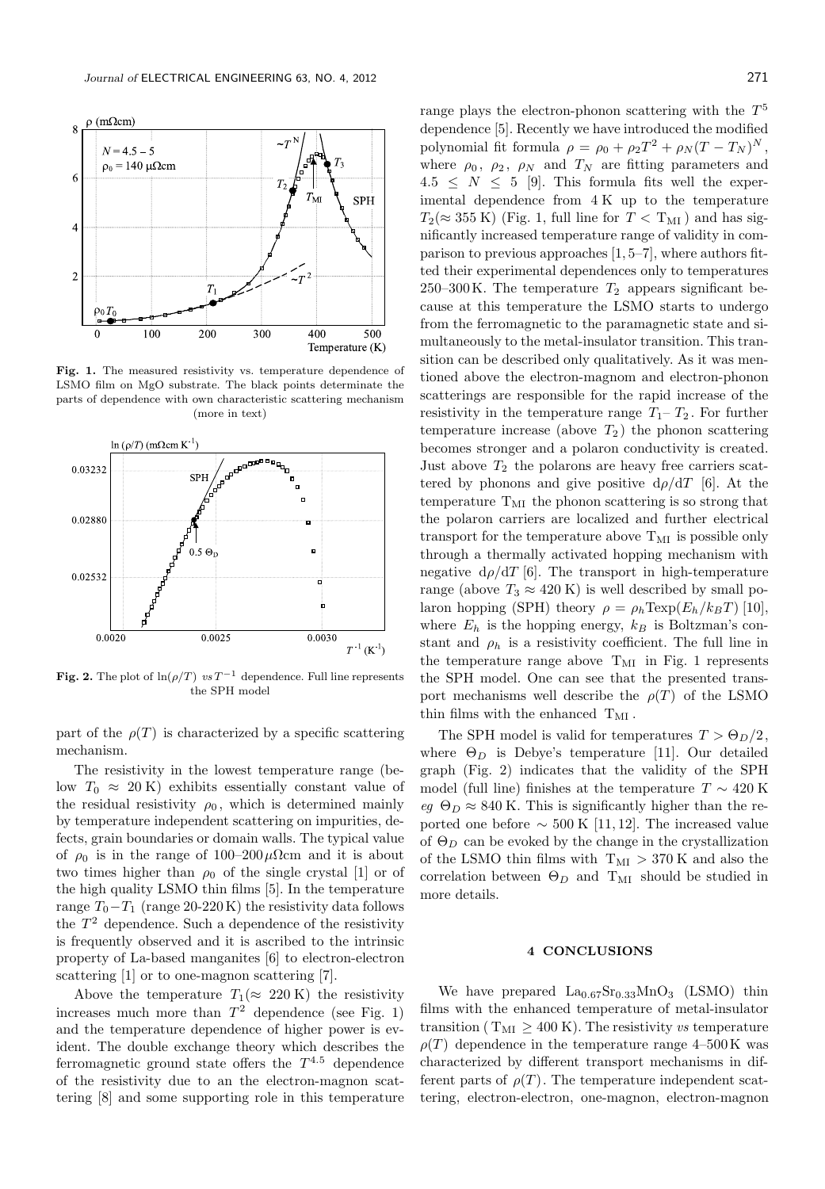**Fig. 1.** The measured resistivity vs. temperature dependence of LSMO film on MgO substrate. The black points determinate the parts of dependence with own characteristic scattering mechanism (more in text)

**Fig. 2.** The plot of $\ln(\rho/T)$ *vs* $T^{-1}$ dependence. Full line represents the SPH model

part of the $\rho(T)$ is characterized by a specific scattering mechanism.

The resistivity in the lowest temperature range (below $T_0 \approx 20$ K) exhibits essentially constant value of the residual resistivity $\rho_0$, which is determined mainly by temperature independent scattering on impurities, defects, grain boundaries or domain walls. The typical value of $\rho_0$ is in the range of 100–200 $\mu\Omega$cm and it is about two times higher than $\rho_0$ of the single crystal [1] or of the high quality LSMO thin films [5]. In the temperature range $T_0 - T_1$ (range 20-220 K) the resistivity data follows the $T^2$ dependence. Such a dependence of the resistivity is frequently observed and it is ascribed to the intrinsic property of La-based manganites [6] to electron-electron scattering [1] or to one-magnon scattering [7].

Above the temperature $T_1 (\approx 220$ K) the resistivity increases much more than $T^2$ dependence (see Fig. 1) and the temperature dependence of higher power is evident. The double exchange theory which describes the ferromagnetic ground state offers the $T^{4.5}$ dependence of the resistivity due to an the electron-magnon scattering [8] and some supporting role in this temperature range plays the electron-phonon scattering with the $T^5$ dependence [5]. Recently we have introduced the modified polynomial fit formula $\rho = \rho_0 + \rho_2 T^2 + \rho_N (T - T_N)^N$, where $\rho_0$, $\rho_2$, $\rho_N$ and $T_N$ are fitting parameters and $4.5 \leq N \leq 5$ [9]. This formula fits well the experimental dependence from 4 K up to the temperature $T_2 (\approx 355$ K) (Fig. 1, full line for $T <$ T$_{\rm MI}$) and has significantly increased temperature range of validity in comparison to previous approaches [1, 5–7], where authors fitted their experimental dependences only to temperatures 250–300 K. The temperature $T_2$ appears significant because at this temperature the LSMO starts to undergo from the ferromagnetic to the paramagnetic state and simultaneously to the metal-insulator transition. This transition can be described only qualitatively. As it was mentioned above the electron-magnom and electron-phonon scatterings are responsible for the rapid increase of the resistivity in the temperature range $T_1$– $T_2$. For further temperature increase (above $T_2$) the phonon scattering becomes stronger and a polaron conductivity is created. Just above $T_2$ the polarons are heavy free carriers scattered by phonons and give positive $\mathrm{d}\rho/\mathrm{d}T$ [6]. At the temperature T$_{\rm MI}$ the phonon scattering is so strong that the polaron carriers are localized and further electrical transport for the temperature above T$_{\rm MI}$ is possible only through a thermally activated hopping mechanism with negative $\mathrm{d}\rho/\mathrm{d}T$ [6]. The transport in high-temperature range (above $T_3 \approx 420$ K) is well described by small polaron hopping (SPH) theory $\rho = \rho_h T \exp(E_h/k_B T)$ [10], where $E_h$ is the hopping energy, $k_B$ is Boltzman's constant and $\rho_h$ is a resistivity coefficient. The full line in the temperature range above T$_{\rm MI}$ in Fig. 1 represents the SPH model. One can see that the presented transport mechanisms well describe the $\rho(T)$ of the LSMO thin films with the enhanced T$_{\rm MI}$.

The SPH model is valid for temperatures $T > \Theta_D/2$, where $\Theta_D$ is Debye's temperature [11]. Our detailed graph (Fig. 2) indicates that the validity of the SPH model (full line) finishes at the temperature $T \sim 420$ K *eg* $\Theta_D \approx 840$ K. This is significantly higher than the reported one before $\sim 500$ K [11, 12]. The increased value of $\Theta_D$ can be evoked by the change in the crystallization of the LSMO thin films with T$_{\rm MI} > 370$ K and also the correlation between $\Theta_D$ and T$_{\rm MI}$ should be studied in more details.

## 4 CONCLUSIONS

We have prepared $La_{0.67}Sr_{0.33}MnO_3$ (LSMO) thin films with the enhanced temperature of metal-insulator transition (T$_{\rm MI} \geq 400$ K). The resistivity *vs* temperature $\rho(T)$ dependence in the temperature range 4–500 K was characterized by different transport mechanisms in different parts of $\rho(T)$. The temperature independent scattering, electron-electron, one-magnon, electron-magnon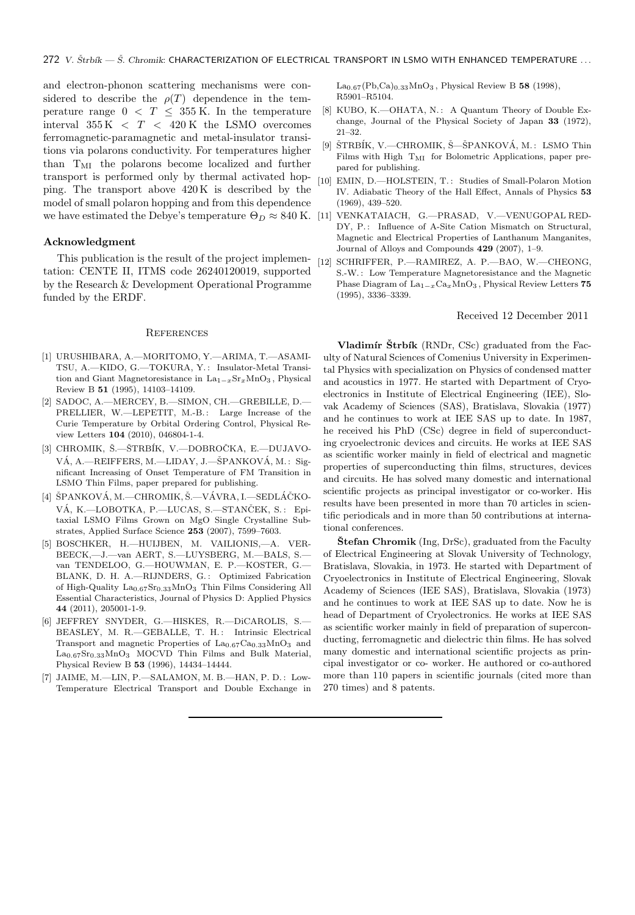and electron-phonon scattering mechanisms were considered to describe the $\rho(T)$ dependence in the temperature range $0 < T \leq 355$ K. In the temperature interval $355\,\mathrm{K} < T < 420\,\mathrm{K}$ the LSMO overcomes ferromagnetic-paramagnetic and metal-insulator transitions via polarons conductivity. For temperatures higher than $T_{MI}$ the polarons become localized and further transport is performed only by thermal activated hopping. The transport above 420 K is described by the model of small polaron hopping and from this dependence we have estimated the Debye's temperature $\Theta_D \approx 840$ K.

### Acknowledgment

This publication is the result of the project implementation: CENTE II, ITMS code 26240120019, supported by the Research & Development Operational Programme funded by the ERDF.

### References

[1] URUSHIBARA, A.—MORITOMO, Y.—ARIMA, T.—ASAMITSU, A.—KIDO, G.—TOKURA, Y.: Insulator-Metal Transition and Giant Magnetoresistance in $La_{1-x}Sr_xMnO_3$, Physical Review B **51** (1995), 14103–14109.

[2] SADOC, A.—MERCEY, B.—SIMON, CH.—GREBILLE, D.—PRELLIER, W.—LEPETIT, M.-B.: Large Increase of the Curie Temperature by Orbital Ordering Control, Physical Review Letters **104** (2010), 046804-1-4.

[3] CHROMIK, Š.—ŠTRBÍK, V.—DOBROČKA, E.—DUJAVOVÁ, A.—REIFFERS, M.—LIDAY, J.—ŠPANKOVÁ, M.: Significant Increasing of Onset Temperature of FM Transition in LSMO Thin Films, paper prepared for publishing.

[4] ŠPANKOVÁ, M.—CHROMIK, Š.—VÁVRA, I.—SEDLÁČKOVÁ, K.—LOBOTKA, P.—LUCAS, S.—STANČEK, S.: Epitaxial LSMO Films Grown on MgO Single Crystalline Substrates, Applied Surface Science **253** (2007), 7599–7603.

[5] BOSCHKER, H.—HUIJBEN, M. VAILIONIS,—A. VERBEECK,—J.—van AERT, S.—LUYSBERG, M.—BALS, S.—van TENDELOO, G.—HOUWMAN, E. P.—KOSTER, G.—BLANK, D. H. A.—RIJNDERS, G.: Optimized Fabrication of High-Quality $La_{0.67}Sr_{0.33}MnO_3$ Thin Films Considering All Essential Characteristics, Journal of Physics D: Applied Physics **44** (2011), 205001-1-9.

[6] JEFFREY SNYDER, G.—HISKES, R.—DiCAROLIS, S.—BEASLEY, M. R.—GEBALLE, T. H.: Intrinsic Electrical Transport and magnetic Properties of $La_{0.67}Ca_{0.33}MnO_3$ and $La_{0.67}Sr_{0.33}MnO_3$ MOCVD Thin Films and Bulk Material, Physical Review B **53** (1996), 14434–14444.

[7] JAIME, M.—LIN, P.—SALAMON, M. B.—HAN, P. D.: Low-Temperature Electrical Transport and Double Exchange in $La_{0.67}(Pb,Ca)_{0.33}MnO_3$, Physical Review B **58** (1998), R5901–R5104.

[8] KUBO, K.—OHATA, N.: A Quantum Theory of Double Exchange, Journal of the Physical Society of Japan **33** (1972), 21–32.

[9] ŠTRBÍK, V.—CHROMIK, Š—ŠPANKOVÁ, M.: LSMO Thin Films with High $T_{MI}$ for Bolometric Applications, paper prepared for publishing.

[10] EMIN, D.—HOLSTEIN, T.: Studies of Small-Polaron Motion IV. Adiabatic Theory of the Hall Effect, Annals of Physics **53** (1969), 439–520.

[11] VENKATAIACH, G.—PRASAD, V.—VENUGOPAL REDDY, P.: Influence of A-Site Cation Mismatch on Structural, Magnetic and Electrical Properties of Lanthanum Manganites, Journal of Alloys and Compounds **429** (2007), 1–9.

[12] SCHRIFFER, P.—RAMIREZ, A. P.—BAO, W.—CHEONG, S.-W.: Low Temperature Magnetoresistance and the Magnetic Phase Diagram of $La_{1-x}Ca_xMnO_3$, Physical Review Letters **75** (1995), 3336–3339.

Received 12 December 2011

**Vladimír Štrbík** (RNDr, CSc) graduated from the Faculty of Natural Sciences of Comenius University in Experimental Physics with specialization on Physics of condensed matter and acoustics in 1977. He started with Department of Cryoelectronics in Institute of Electrical Engineering (IEE), Slovak Academy of Sciences (SAS), Bratislava, Slovakia (1977) and he continues to work at IEE SAS up to date. In 1987, he received his PhD (CSc) degree in field of superconducting cryoelectronic devices and circuits. He works at IEE SAS as scientific worker mainly in field of electrical and magnetic properties of superconducting thin films, structures, devices and circuits. He has solved many domestic and international scientific projects as principal investigator or co-worker. His results have been presented in more than 70 articles in scientific periodicals and in more than 50 contributions at international conferences.

**Štefan Chromik** (Ing, DrSc), graduated from the Faculty of Electrical Engineering at Slovak University of Technology, Bratislava, Slovakia, in 1973. He started with Department of Cryoelectronics in Institute of Electrical Engineering, Slovak Academy of Sciences (IEE SAS), Bratislava, Slovakia (1973) and he continues to work at IEE SAS up to date. Now he is head of Department of Cryolectronics. He works at IEE SAS as scientific worker mainly in field of preparation of superconducting, ferromagnetic and dielectric thin films. He has solved many domestic and international scientific projects as principal investigator or co- worker. He authored or co-authored more than 110 papers in scientific journals (cited more than 270 times) and 8 patents.